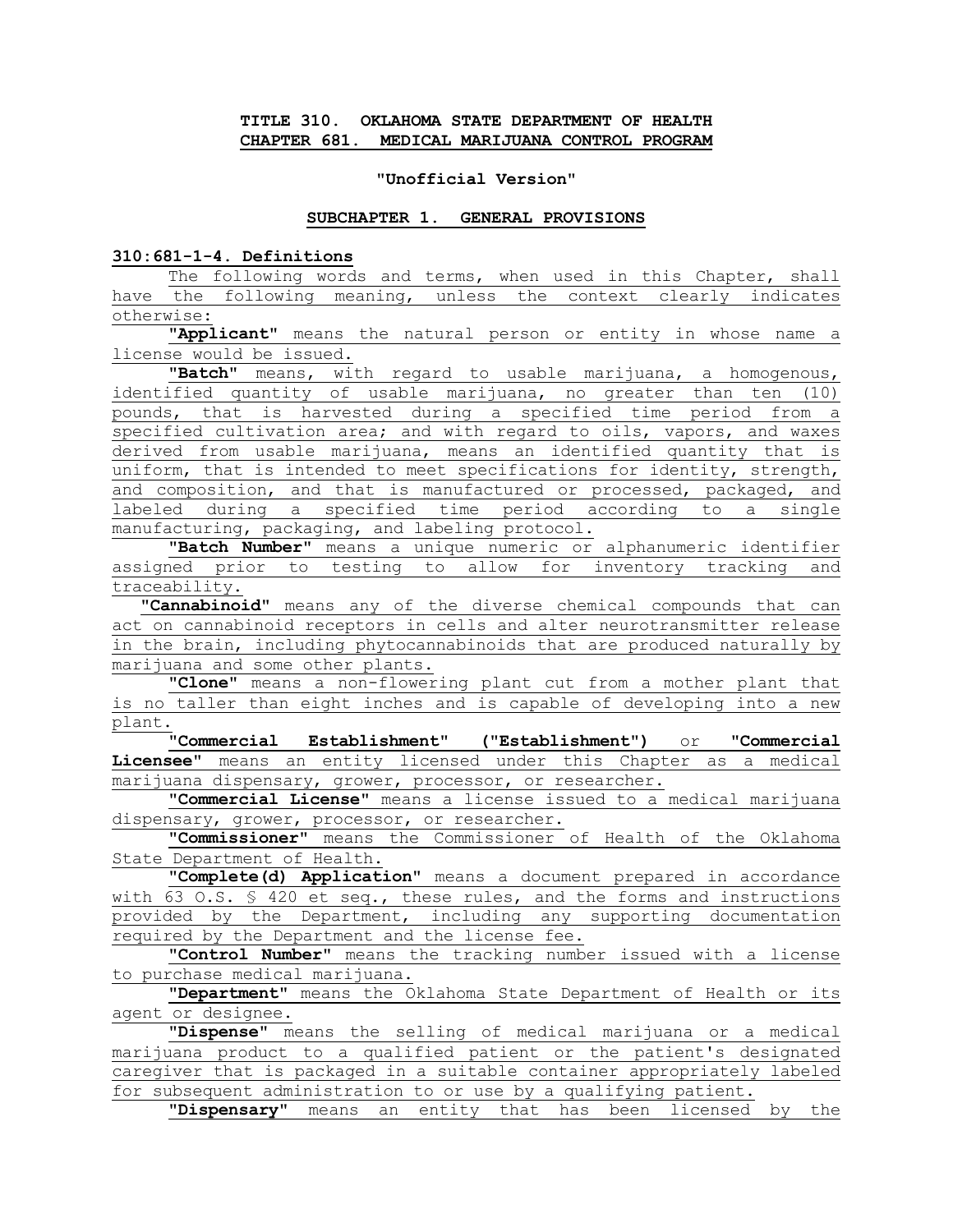**TITLE 310. OKLAHOMA STATE DEPARTMENT OF HEALTH**
**CHAPTER 681. MEDICAL MARIJUANA CONTROL PROGRAM**

**"Unofficial Version"**

## SUBCHAPTER 1. GENERAL PROVISIONS

### 310:681-1-4. Definitions

The following words and terms, when used in this Chapter, shall have the following meaning, unless the context clearly indicates otherwise:

"**Applicant**" means the natural person or entity in whose name a license would be issued.

"**Batch**" means, with regard to usable marijuana, a homogenous, identified quantity of usable marijuana, no greater than ten (10) pounds, that is harvested during a specified time period from a specified cultivation area; and with regard to oils, vapors, and waxes derived from usable marijuana, means an identified quantity that is uniform, that is intended to meet specifications for identity, strength, and composition, and that is manufactured or processed, packaged, and labeled during a specified time period according to a single manufacturing, packaging, and labeling protocol.

"**Batch Number**" means a unique numeric or alphanumeric identifier assigned prior to testing to allow for inventory tracking and traceability.

"**Cannabinoid**" means any of the diverse chemical compounds that can act on cannabinoid receptors in cells and alter neurotransmitter release in the brain, including phytocannabinoids that are produced naturally by marijuana and some other plants.

"**Clone**" means a non-flowering plant cut from a mother plant that is no taller than eight inches and is capable of developing into a new plant.

"**Commercial Establishment**" **("Establishment")** or "**Commercial Licensee**" means an entity licensed under this Chapter as a medical marijuana dispensary, grower, processor, or researcher.

"**Commercial License**" means a license issued to a medical marijuana dispensary, grower, processor, or researcher.

"**Commissioner**" means the Commissioner of Health of the Oklahoma State Department of Health.

"**Complete(d) Application**" means a document prepared in accordance with 63 O.S. § 420 et seq., these rules, and the forms and instructions provided by the Department, including any supporting documentation required by the Department and the license fee.

"**Control Number**" means the tracking number issued with a license to purchase medical marijuana.

"**Department**" means the Oklahoma State Department of Health or its agent or designee.

"**Dispense**" means the selling of medical marijuana or a medical marijuana product to a qualified patient or the patient's designated caregiver that is packaged in a suitable container appropriately labeled for subsequent administration to or use by a qualifying patient.

"**Dispensary**" means an entity that has been licensed by the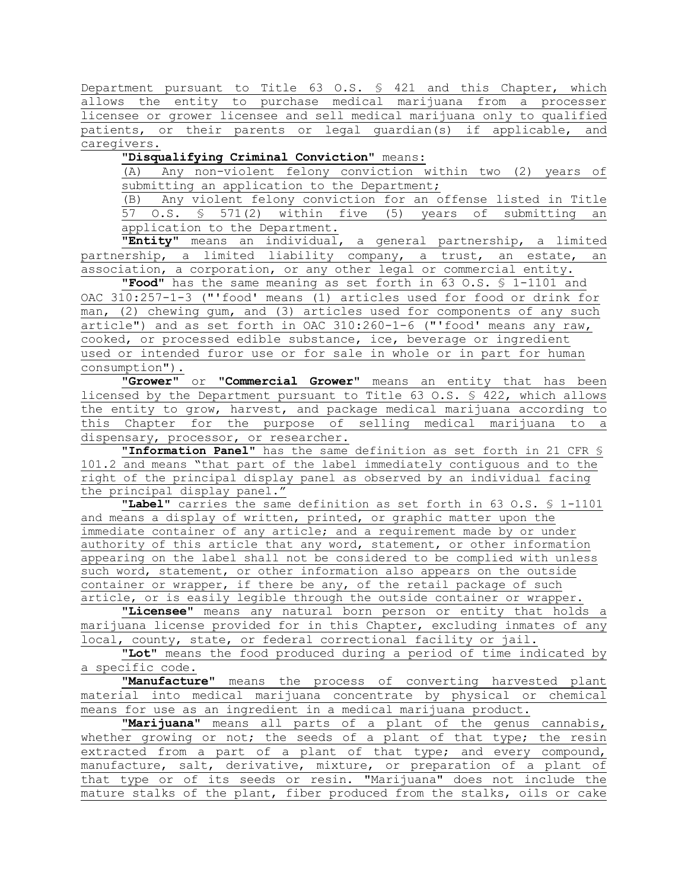Department pursuant to Title 63 O.S. § 421 and this Chapter, which allows the entity to purchase medical marijuana from a processer licensee or grower licensee and sell medical marijuana only to qualified patients, or their parents or legal guardian(s) if applicable, and caregivers.

"**Disqualifying Criminal Conviction**" means:

(A) Any non-violent felony conviction within two (2) years of submitting an application to the Department;

(B) Any violent felony conviction for an offense listed in Title 57 O.S. § 571(2) within five (5) years of submitting an application to the Department.

"**Entity**" means an individual, a general partnership, a limited partnership, a limited liability company, a trust, an estate, an association, a corporation, or any other legal or commercial entity.

"**Food**" has the same meaning as set forth in 63 O.S. § 1-1101 and OAC 310:257-1-3 ("'food' means (1) articles used for food or drink for man, (2) chewing gum, and (3) articles used for components of any such article") and as set forth in OAC 310:260-1-6 ("'food' means any raw, cooked, or processed edible substance, ice, beverage or ingredient used or intended furor use or for sale in whole or in part for human consumption").

"**Grower**" or "**Commercial Grower**" means an entity that has been licensed by the Department pursuant to Title 63 O.S. § 422, which allows the entity to grow, harvest, and package medical marijuana according to this Chapter for the purpose of selling medical marijuana to a dispensary, processor, or researcher.

"**Information Panel**" has the same definition as set forth in 21 CFR § 101.2 and means "that part of the label immediately contiguous and to the right of the principal display panel as observed by an individual facing the principal display panel."

"**Label**" carries the same definition as set forth in 63 O.S. § 1-1101 and means a display of written, printed, or graphic matter upon the immediate container of any article; and a requirement made by or under authority of this article that any word, statement, or other information appearing on the label shall not be considered to be complied with unless such word, statement, or other information also appears on the outside container or wrapper, if there be any, of the retail package of such article, or is easily legible through the outside container or wrapper.

"**Licensee**" means any natural born person or entity that holds a marijuana license provided for in this Chapter, excluding inmates of any local, county, state, or federal correctional facility or jail.

"**Lot**" means the food produced during a period of time indicated by a specific code.

"**Manufacture**" means the process of converting harvested plant material into medical marijuana concentrate by physical or chemical means for use as an ingredient in a medical marijuana product.

"**Marijuana**" means all parts of a plant of the genus cannabis, whether growing or not; the seeds of a plant of that type; the resin extracted from a part of a plant of that type; and every compound, manufacture, salt, derivative, mixture, or preparation of a plant of that type or of its seeds or resin. "Marijuana" does not include the mature stalks of the plant, fiber produced from the stalks, oils or cake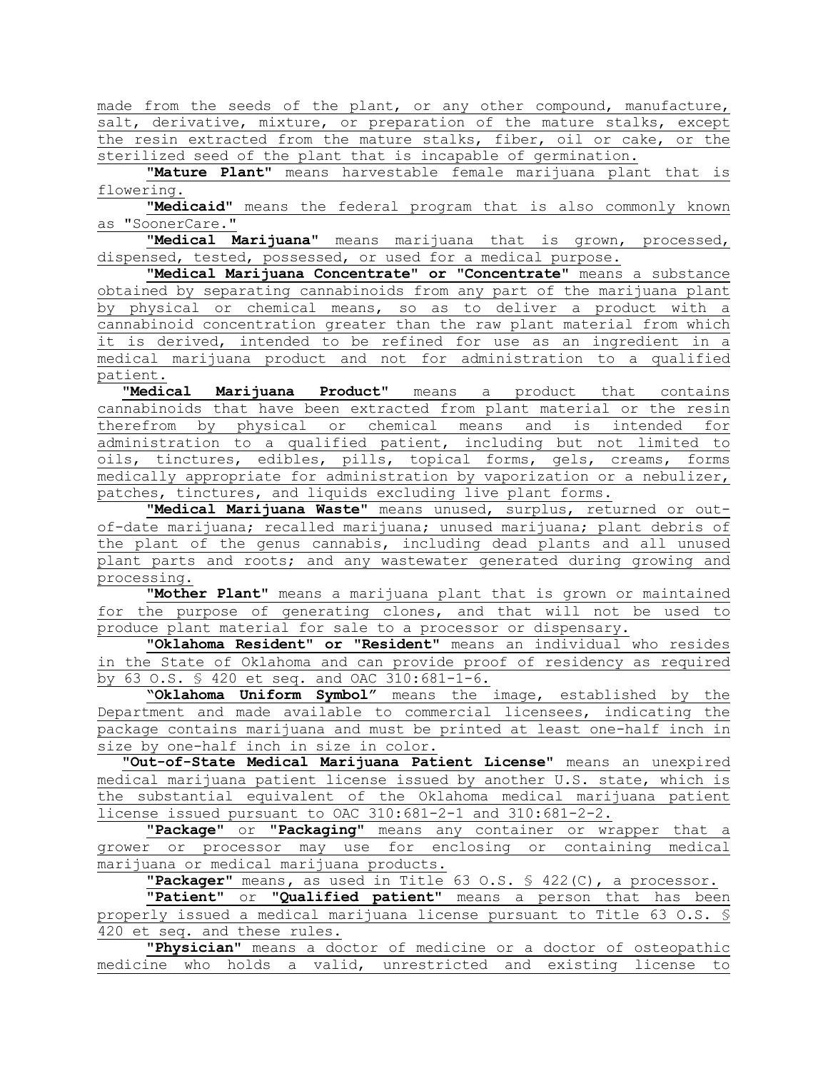made from the seeds of the plant, or any other compound, manufacture, salt, derivative, mixture, or preparation of the mature stalks, except the resin extracted from the mature stalks, fiber, oil or cake, or the sterilized seed of the plant that is incapable of germination.

"**Mature Plant**" means harvestable female marijuana plant that is flowering.

"**Medicaid**" means the federal program that is also commonly known as "SoonerCare."

"**Medical Marijuana**" means marijuana that is grown, processed, dispensed, tested, possessed, or used for a medical purpose.

"**Medical Marijuana Concentrate" or "Concentrate**" means a substance obtained by separating cannabinoids from any part of the marijuana plant by physical or chemical means, so as to deliver a product with a cannabinoid concentration greater than the raw plant material from which it is derived, intended to be refined for use as an ingredient in a medical marijuana product and not for administration to a qualified patient.

"**Medical Marijuana Product**" means a product that contains cannabinoids that have been extracted from plant material or the resin therefrom by physical or chemical means and is intended for administration to a qualified patient, including but not limited to oils, tinctures, edibles, pills, topical forms, gels, creams, forms medically appropriate for administration by vaporization or a nebulizer, patches, tinctures, and liquids excluding live plant forms.

"**Medical Marijuana Waste**" means unused, surplus, returned or out-of-date marijuana; recalled marijuana; unused marijuana; plant debris of the plant of the genus cannabis, including dead plants and all unused plant parts and roots; and any wastewater generated during growing and processing.

"**Mother Plant**" means a marijuana plant that is grown or maintained for the purpose of generating clones, and that will not be used to produce plant material for sale to a processor or dispensary.

"**Oklahoma Resident" or "Resident**" means an individual who resides in the State of Oklahoma and can provide proof of residency as required by 63 O.S. § 420 et seq. and OAC 310:681-1-6.

"**Oklahoma Uniform Symbol**" means the image, established by the Department and made available to commercial licensees, indicating the package contains marijuana and must be printed at least one-half inch in size by one-half inch in size in color.

"**Out-of-State Medical Marijuana Patient License**" means an unexpired medical marijuana patient license issued by another U.S. state, which is the substantial equivalent of the Oklahoma medical marijuana patient license issued pursuant to OAC 310:681-2-1 and 310:681-2-2.

"**Package**" or "**Packaging**" means any container or wrapper that a grower or processor may use for enclosing or containing medical marijuana or medical marijuana products.

"**Packager**" means, as used in Title 63 O.S. § 422(C), a processor.

"**Patient**" or "**Qualified patient**" means a person that has been properly issued a medical marijuana license pursuant to Title 63 O.S. § 420 et seq. and these rules.

"**Physician**" means a doctor of medicine or a doctor of osteopathic medicine who holds a valid, unrestricted and existing license to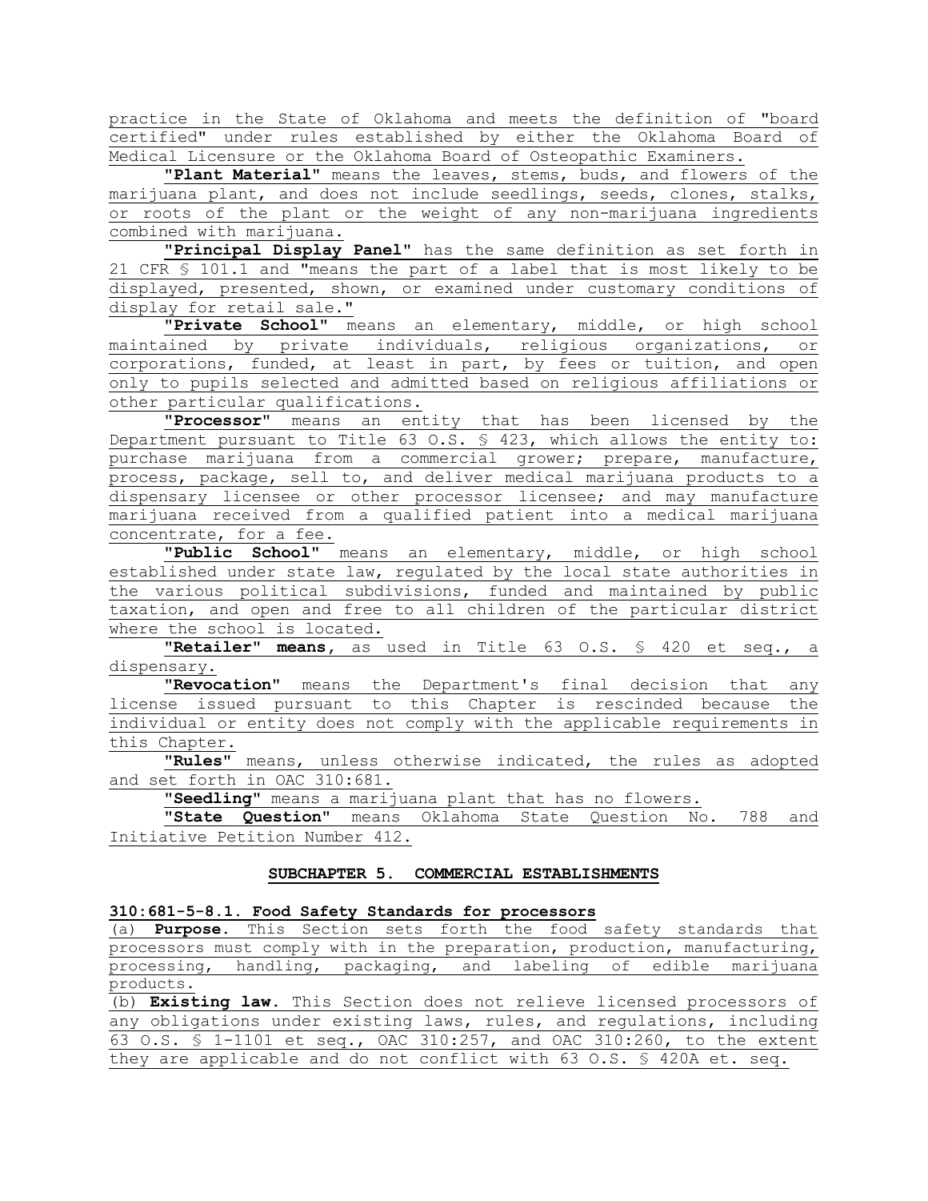practice in the State of Oklahoma and meets the definition of "board certified" under rules established by either the Oklahoma Board of Medical Licensure or the Oklahoma Board of Osteopathic Examiners.

"**Plant Material**" means the leaves, stems, buds, and flowers of the marijuana plant, and does not include seedlings, seeds, clones, stalks, or roots of the plant or the weight of any non-marijuana ingredients combined with marijuana.

"**Principal Display Panel**" has the same definition as set forth in 21 CFR § 101.1 and "means the part of a label that is most likely to be displayed, presented, shown, or examined under customary conditions of display for retail sale."

"**Private School**" means an elementary, middle, or high school maintained by private individuals, religious organizations, or corporations, funded, at least in part, by fees or tuition, and open only to pupils selected and admitted based on religious affiliations or other particular qualifications.

"**Processor**" means an entity that has been licensed by the Department pursuant to Title 63 O.S. § 423, which allows the entity to: purchase marijuana from a commercial grower; prepare, manufacture, process, package, sell to, and deliver medical marijuana products to a dispensary licensee or other processor licensee; and may manufacture marijuana received from a qualified patient into a medical marijuana concentrate, for a fee.

"**Public School**" means an elementary, middle, or high school established under state law, regulated by the local state authorities in the various political subdivisions, funded and maintained by public taxation, and open and free to all children of the particular district where the school is located.

"**Retailer**" **means**, as used in Title 63 O.S. § 420 et seq., a dispensary.

"**Revocation**" means the Department's final decision that any license issued pursuant to this Chapter is rescinded because the individual or entity does not comply with the applicable requirements in this Chapter.

"**Rules**" means, unless otherwise indicated, the rules as adopted and set forth in OAC 310:681.

"**Seedling**" means a marijuana plant that has no flowers.

"**State Question**" means Oklahoma State Question No. 788 and Initiative Petition Number 412.

## SUBCHAPTER 5. COMMERCIAL ESTABLISHMENTS

### 310:681-5-8.1. Food Safety Standards for processors

(a) **Purpose.** This Section sets forth the food safety standards that processors must comply with in the preparation, production, manufacturing, processing, handling, packaging, and labeling of edible marijuana products.

(b) **Existing law.** This Section does not relieve licensed processors of any obligations under existing laws, rules, and regulations, including 63 O.S. § 1-1101 et seq., OAC 310:257, and OAC 310:260, to the extent they are applicable and do not conflict with 63 O.S. § 420A et. seq.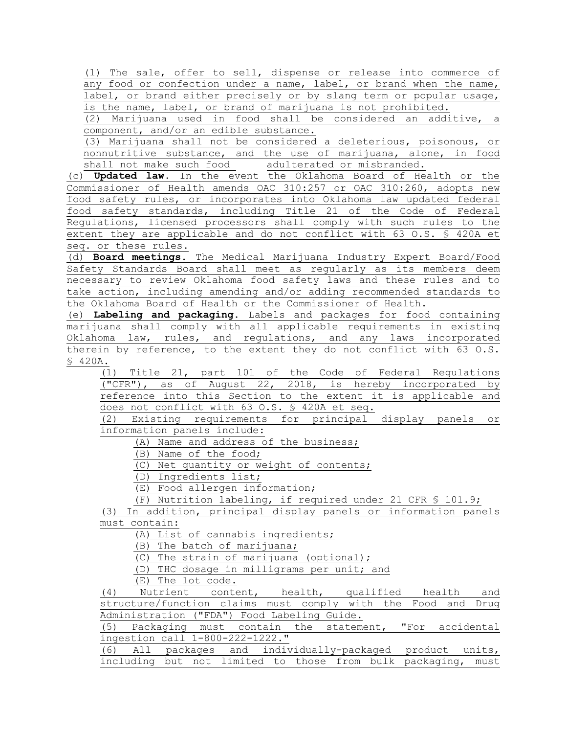(1) The sale, offer to sell, dispense or release into commerce of any food or confection under a name, label, or brand when the name, label, or brand either precisely or by slang term or popular usage, is the name, label, or brand of marijuana is not prohibited.

(2) Marijuana used in food shall be considered an additive, a component, and/or an edible substance.

(3) Marijuana shall not be considered a deleterious, poisonous, or nonnutritive substance, and the use of marijuana, alone, in food shall not make such food adulterated or misbranded.

(c) **Updated law.** In the event the Oklahoma Board of Health or the Commissioner of Health amends OAC 310:257 or OAC 310:260, adopts new food safety rules, or incorporates into Oklahoma law updated federal food safety standards, including Title 21 of the Code of Federal Regulations, licensed processors shall comply with such rules to the extent they are applicable and do not conflict with 63 O.S. § 420A et seq. or these rules.

(d) **Board meetings.** The Medical Marijuana Industry Expert Board/Food Safety Standards Board shall meet as regularly as its members deem necessary to review Oklahoma food safety laws and these rules and to take action, including amending and/or adding recommended standards to the Oklahoma Board of Health or the Commissioner of Health.

(e) **Labeling and packaging.** Labels and packages for food containing marijuana shall comply with all applicable requirements in existing Oklahoma law, rules, and regulations, and any laws incorporated therein by reference, to the extent they do not conflict with 63 O.S. § 420A.

(1) Title 21, part 101 of the Code of Federal Regulations ("CFR"), as of August 22, 2018, is hereby incorporated by reference into this Section to the extent it is applicable and does not conflict with 63 O.S. § 420A et seq.

(2) Existing requirements for principal display panels or information panels include:

(A) Name and address of the business;

(B) Name of the food;

(C) Net quantity or weight of contents;

(D) Ingredients list;

(E) Food allergen information;

(F) Nutrition labeling, if required under 21 CFR § 101.9;

(3) In addition, principal display panels or information panels must contain:

(A) List of cannabis ingredients;

(B) The batch of marijuana;

(C) The strain of marijuana (optional);

(D) THC dosage in milligrams per unit; and

(E) The lot code.

(4) Nutrient content, health, qualified health and structure/function claims must comply with the Food and Drug Administration ("FDA") Food Labeling Guide.

(5) Packaging must contain the statement, "For accidental ingestion call 1-800-222-1222."

(6) All packages and individually-packaged product units, including but not limited to those from bulk packaging, must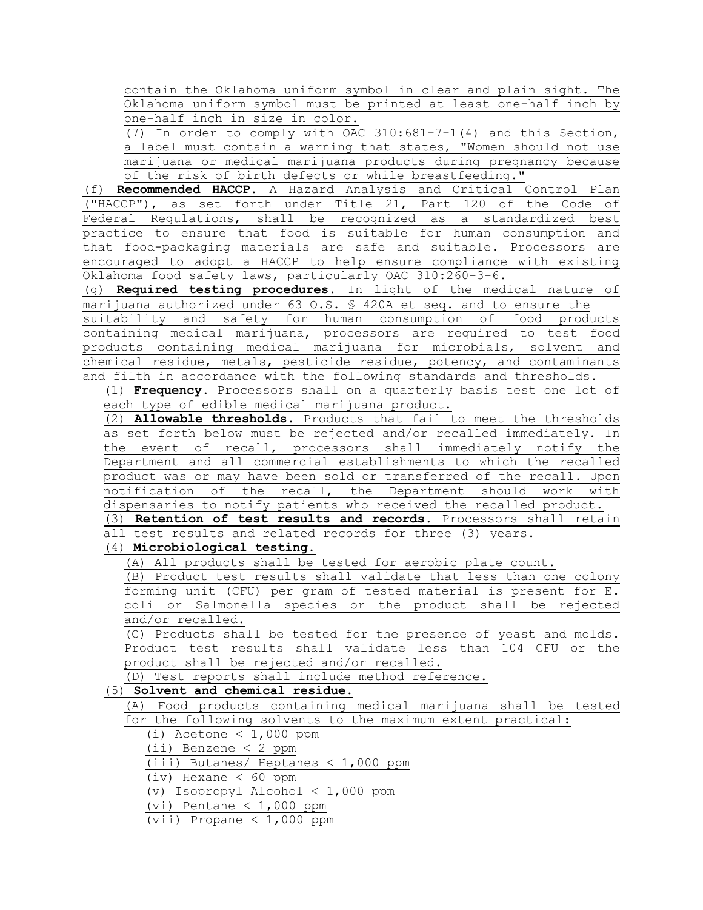contain the Oklahoma uniform symbol in clear and plain sight. The Oklahoma uniform symbol must be printed at least one-half inch by one-half inch in size in color.

(7) In order to comply with OAC 310:681-7-1(4) and this Section, a label must contain a warning that states, "Women should not use marijuana or medical marijuana products during pregnancy because of the risk of birth defects or while breastfeeding."

(f) **Recommended HACCP.** A Hazard Analysis and Critical Control Plan ("HACCP"), as set forth under Title 21, Part 120 of the Code of Federal Regulations, shall be recognized as a standardized best practice to ensure that food is suitable for human consumption and that food-packaging materials are safe and suitable. Processors are encouraged to adopt a HACCP to help ensure compliance with existing Oklahoma food safety laws, particularly OAC 310:260-3-6.

(g) **Required testing procedures.** In light of the medical nature of marijuana authorized under 63 O.S. § 420A et seq. and to ensure the suitability and safety for human consumption of food products containing medical marijuana, processors are required to test food products containing medical marijuana for microbials, solvent and chemical residue, metals, pesticide residue, potency, and contaminants and filth in accordance with the following standards and thresholds.

(1) **Frequency.** Processors shall on a quarterly basis test one lot of each type of edible medical marijuana product.

(2) **Allowable thresholds.** Products that fail to meet the thresholds as set forth below must be rejected and/or recalled immediately. In the event of recall, processors shall immediately notify the Department and all commercial establishments to which the recalled product was or may have been sold or transferred of the recall. Upon notification of the recall, the Department should work with dispensaries to notify patients who received the recalled product.

(3) **Retention of test results and records.** Processors shall retain all test results and related records for three (3) years.

(4) **Microbiological testing.**

(A) All products shall be tested for aerobic plate count.

(B) Product test results shall validate that less than one colony forming unit (CFU) per gram of tested material is present for E. coli or Salmonella species or the product shall be rejected and/or recalled.

(C) Products shall be tested for the presence of yeast and molds. Product test results shall validate less than 104 CFU or the product shall be rejected and/or recalled.

(D) Test reports shall include method reference.

(5) **Solvent and chemical residue.**

(A) Food products containing medical marijuana shall be tested for the following solvents to the maximum extent practical:

(i) Acetone < 1,000 ppm

(ii) Benzene < 2 ppm

(iii) Butanes/ Heptanes < 1,000 ppm

(iv) Hexane < 60 ppm

(v) Isopropyl Alcohol < 1,000 ppm

(vi) Pentane < 1,000 ppm

(vii) Propane < 1,000 ppm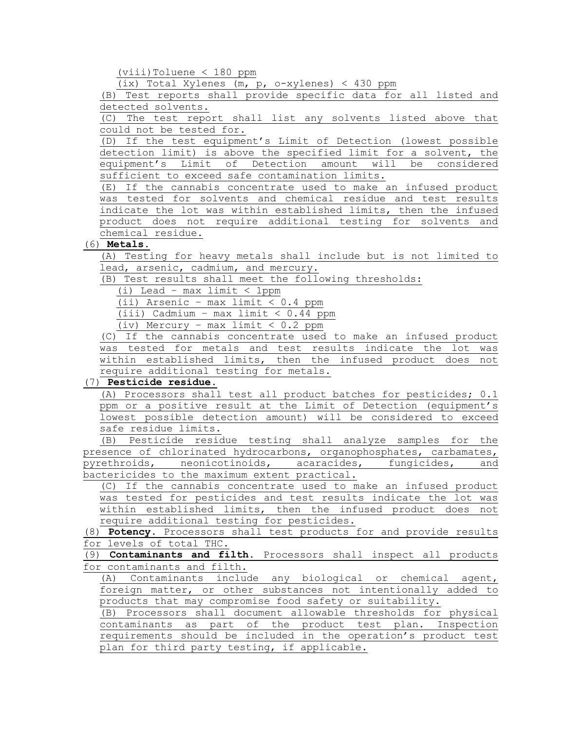(viii) Toluene < 180 ppm

(ix) Total Xylenes (m, p, o-xylenes) < 430 ppm

(B) Test reports shall provide specific data for all listed and detected solvents.

(C) The test report shall list any solvents listed above that could not be tested for.

(D) If the test equipment's Limit of Detection (lowest possible detection limit) is above the specified limit for a solvent, the equipment's Limit of Detection amount will be considered sufficient to exceed safe contamination limits.

(E) If the cannabis concentrate used to make an infused product was tested for solvents and chemical residue and test results indicate the lot was within established limits, then the infused product does not require additional testing for solvents and chemical residue.

(6) **Metals.**

(A) Testing for heavy metals shall include but is not limited to lead, arsenic, cadmium, and mercury.

(B) Test results shall meet the following thresholds:

(i) Lead – max limit < 1ppm

(ii) Arsenic – max limit < 0.4 ppm

(iii) Cadmium – max limit < 0.44 ppm

(iv) Mercury – max limit < 0.2 ppm

(C) If the cannabis concentrate used to make an infused product was tested for metals and test results indicate the lot was within established limits, then the infused product does not require additional testing for metals.

(7) **Pesticide residue.**

(A) Processors shall test all product batches for pesticides; 0.1 ppm or a positive result at the Limit of Detection (equipment's lowest possible detection amount) will be considered to exceed safe residue limits.

(B) Pesticide residue testing shall analyze samples for the presence of chlorinated hydrocarbons, organophosphates, carbamates, pyrethroids, neonicotinoids, acaracides, fungicides, and bactericides to the maximum extent practical.

(C) If the cannabis concentrate used to make an infused product was tested for pesticides and test results indicate the lot was within established limits, then the infused product does not require additional testing for pesticides.

(8) **Potency.** Processors shall test products for and provide results for levels of total THC.

(9) **Contaminants and filth.** Processors shall inspect all products for contaminants and filth.

(A) Contaminants include any biological or chemical agent, foreign matter, or other substances not intentionally added to products that may compromise food safety or suitability.

(B) Processors shall document allowable thresholds for physical contaminants as part of the product test plan. Inspection requirements should be included in the operation's product test plan for third party testing, if applicable.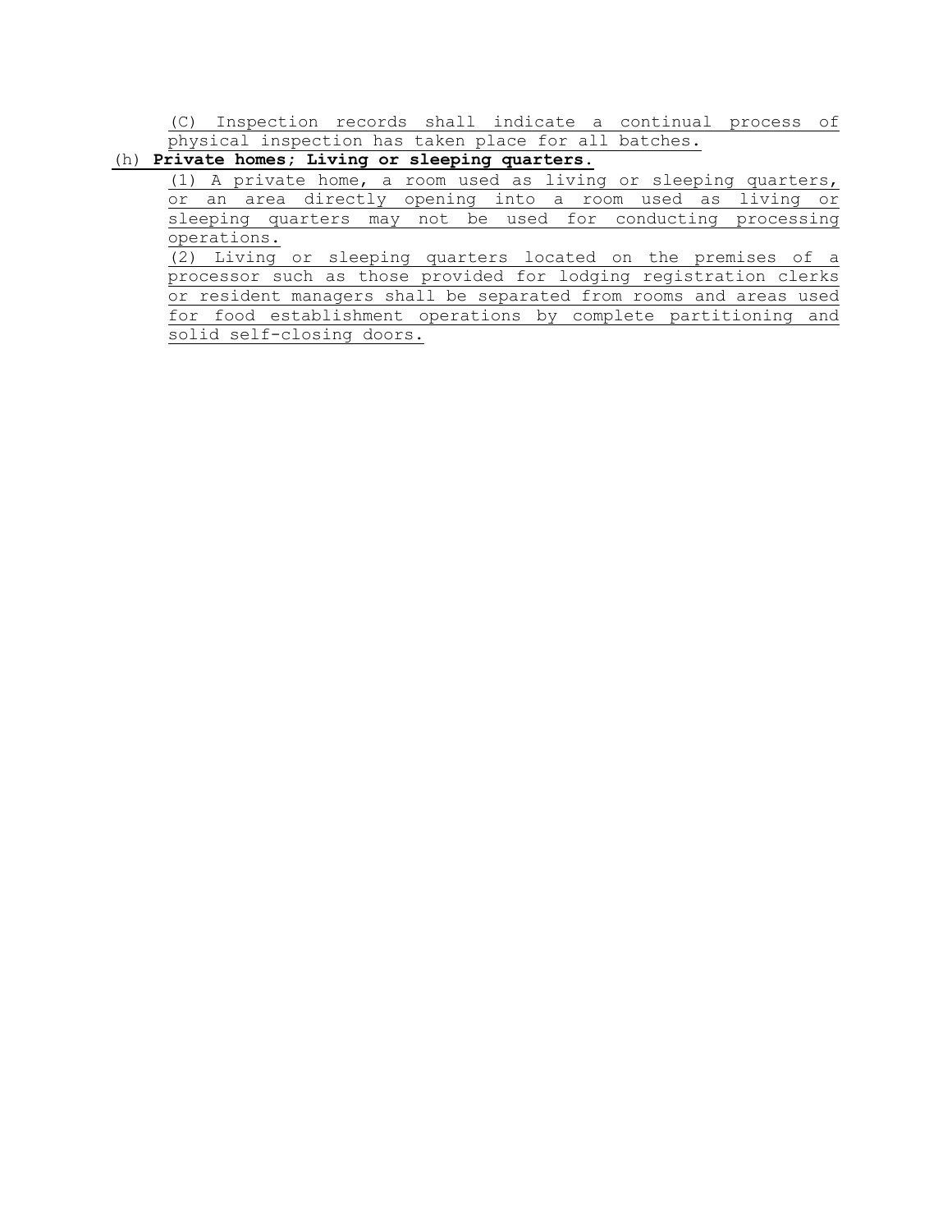(C) Inspection records shall indicate a continual process of physical inspection has taken place for all batches.

(h) **Private homes; Living or sleeping quarters.**

(1) A private home, a room used as living or sleeping quarters, or an area directly opening into a room used as living or sleeping quarters may not be used for conducting processing operations.

(2) Living or sleeping quarters located on the premises of a processor such as those provided for lodging registration clerks or resident managers shall be separated from rooms and areas used for food establishment operations by complete partitioning and solid self-closing doors.